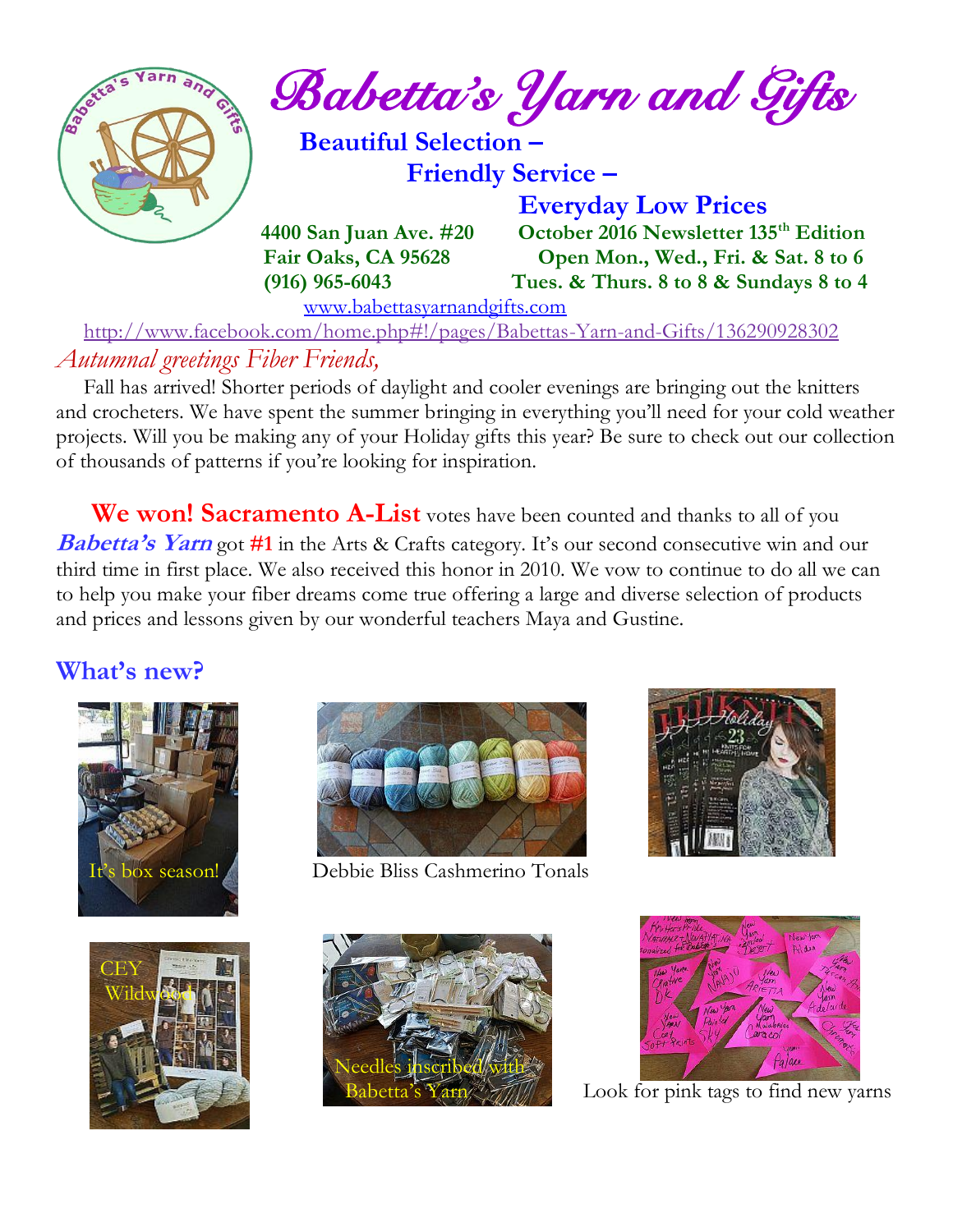# Babetta's Yarn and Gifts

**Beautiful Selection –**
**Friendly Service –**
**Everyday Low Prices**

**4400 San Juan Ave. #20**
**Fair Oaks, CA 95628**
**(916) 965-6043**

**October 2016 Newsletter 135th Edition**
**Open Mon., Wed., Fri. & Sat. 8 to 6**
**Tues. & Thurs. 8 to 8 & Sundays 8 to 4**

www.babettasyarnandgifts.com

http://www.facebook.com/home.php#!/pages/Babettas-Yarn-and-Gifts/136290928302

*Autumnal greetings Fiber Friends,*

Fall has arrived! Shorter periods of daylight and cooler evenings are bringing out the knitters and crocheters. We have spent the summer bringing in everything you'll need for your cold weather projects. Will you be making any of your Holiday gifts this year? Be sure to check out our collection of thousands of patterns if you're looking for inspiration.

**We won! Sacramento A-List** votes have been counted and thanks to all of you ***Babetta's Yarn*** got **#1** in the Arts & Crafts category. It's our second consecutive win and our third time in first place. We also received this honor in 2010. We vow to continue to do all we can to help you make your fiber dreams come true offering a large and diverse selection of products and prices and lessons given by our wonderful teachers Maya and Gustine.

## What's new?

It's box season!

Debbie Bliss Cashmerino Tonals

CEY Wildwood

Needles inscribed with Babetta's Yarn

Look for pink tags to find new yarns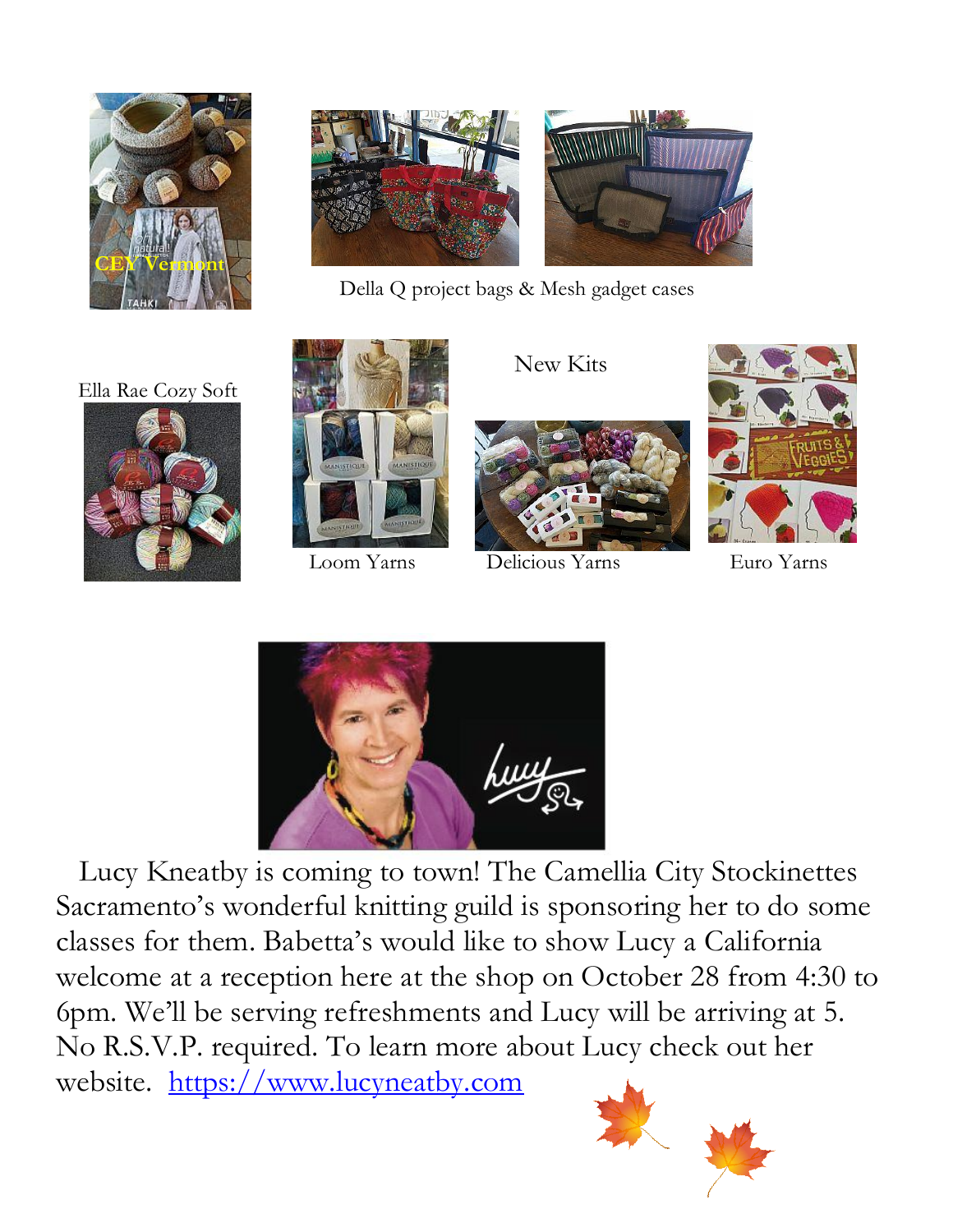CEY Vermont

Della Q project bags & Mesh gadget cases

Ella Rae Cozy Soft

New Kits

Loom Yarns

Delicious Yarns

Euro Yarns

Lucy Kneatby is coming to town! The Camellia City Stockinettes Sacramento's wonderful knitting guild is sponsoring her to do some classes for them. Babetta's would like to show Lucy a California welcome at a reception here at the shop on October 28 from 4:30 to 6pm. We'll be serving refreshments and Lucy will be arriving at 5. No R.S.V.P. required. To learn more about Lucy check out her website. https://www.lucyneatby.com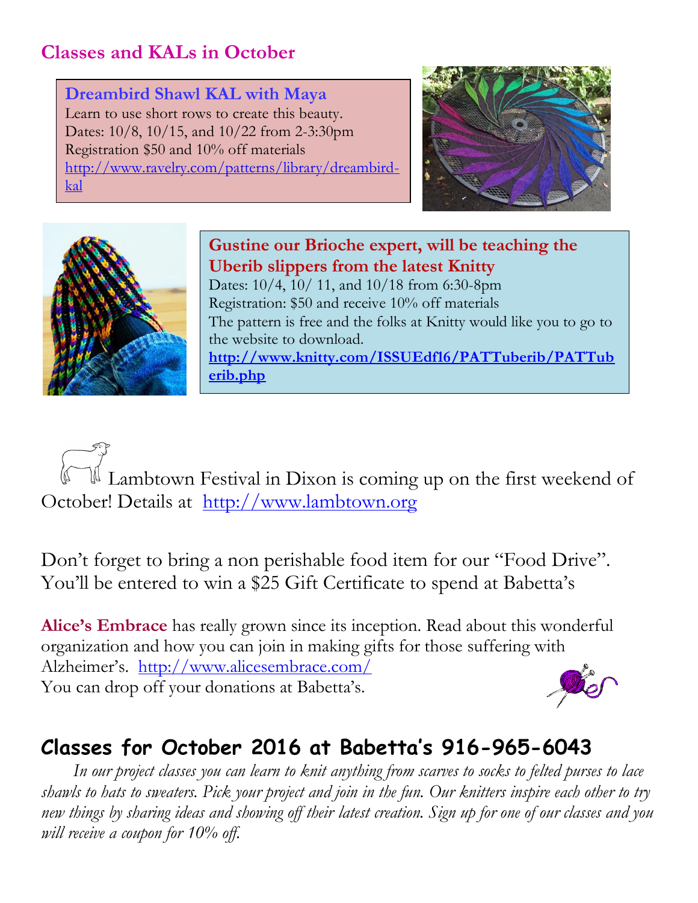## Classes and KALs in October

**Dreambird Shawl KAL with Maya**
Learn to use short rows to create this beauty.
Dates: 10/8, 10/15, and 10/22 from 2-3:30pm
Registration $50 and 10% off materials
http://www.ravelry.com/patterns/library/dreambird-kal

**Gustine our Brioche expert, will be teaching the Uberib slippers from the latest Knitty**
Dates: 10/4, 10/ 11, and 10/18 from 6:30-8pm
Registration: $50 and receive 10% off materials
The pattern is free and the folks at Knitty would like you to go to the website to download.
**http://www.knitty.com/ISSUEdf16/PATTuberib/PATTuberib.php**

Lambtown Festival in Dixon is coming up on the first weekend of October! Details at http://www.lambtown.org

Don't forget to bring a non perishable food item for our "Food Drive". You'll be entered to win a $25 Gift Certificate to spend at Babetta's

**Alice's Embrace** has really grown since its inception. Read about this wonderful organization and how you can join in making gifts for those suffering with Alzheimer's. http://www.alicesembrace.com/
You can drop off your donations at Babetta's.

## Classes for October 2016 at Babetta's 916-965-6043

*In our project classes you can learn to knit anything from scarves to socks to felted purses to lace shawls to hats to sweaters. Pick your project and join in the fun. Our knitters inspire each other to try new things by sharing ideas and showing off their latest creation. Sign up for one of our classes and you will receive a coupon for 10% off.*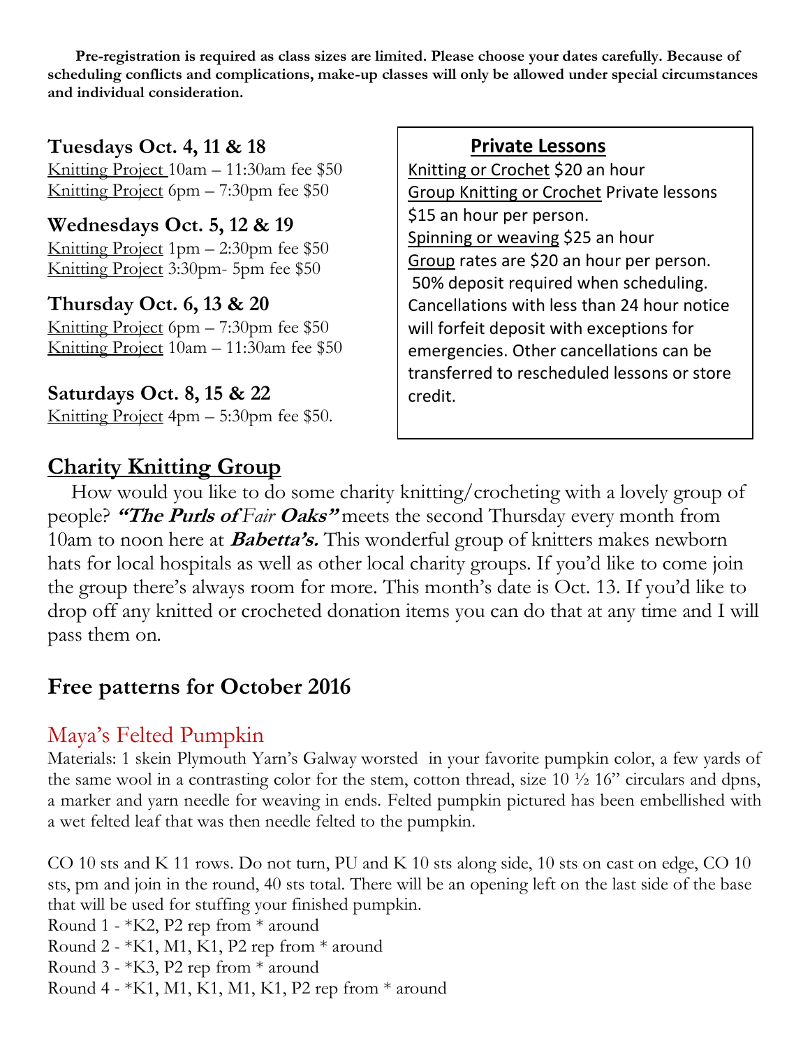**Pre-registration is required as class sizes are limited. Please choose your dates carefully. Because of scheduling conflicts and complications, make-up classes will only be allowed under special circumstances and individual consideration.**

### Tuesdays Oct. 4, 11 & 18

Knitting Project 10am – 11:30am fee $50
Knitting Project 6pm – 7:30pm fee $50

### Wednesdays Oct. 5, 12 & 19

Knitting Project 1pm – 2:30pm fee $50
Knitting Project 3:30pm- 5pm fee $50

### Thursday Oct. 6, 13 & 20

Knitting Project 6pm – 7:30pm fee $50
Knitting Project 10am – 11:30am fee $50

### Saturdays Oct. 8, 15 & 22

Knitting Project 4pm – 5:30pm fee $50.

### Private Lessons

Knitting or Crochet $20 an hour
Group Knitting or Crochet Private lessons $15 an hour per person.
Spinning or weaving $25 an hour
Group rates are $20 an hour per person.
50% deposit required when scheduling. Cancellations with less than 24 hour notice will forfeit deposit with exceptions for emergencies. Other cancellations can be transferred to rescheduled lessons or store credit.

## Charity Knitting Group

How would you like to do some charity knitting/crocheting with a lovely group of people? ***"The Purls of** Fair **Oaks"*** meets the second Thursday every month from 10am to noon here at ***Babetta's.*** This wonderful group of knitters makes newborn hats for local hospitals as well as other local charity groups. If you'd like to come join the group there's always room for more. This month's date is Oct. 13. If you'd like to drop off any knitted or crocheted donation items you can do that at any time and I will pass them on.

## Free patterns for October 2016

### Maya's Felted Pumpkin

Materials: 1 skein Plymouth Yarn's Galway worsted in your favorite pumpkin color, a few yards of the same wool in a contrasting color for the stem, cotton thread, size 10 ½ 16" circulars and dpns, a marker and yarn needle for weaving in ends. Felted pumpkin pictured has been embellished with a wet felted leaf that was then needle felted to the pumpkin.

CO 10 sts and K 11 rows. Do not turn, PU and K 10 sts along side, 10 sts on cast on edge, CO 10 sts, pm and join in the round, 40 sts total. There will be an opening left on the last side of the base that will be used for stuffing your finished pumpkin.

Round 1 - *K2, P2 rep from * around
Round 2 - *K1, M1, K1, P2 rep from * around
Round 3 - *K3, P2 rep from * around
Round 4 - *K1, M1, K1, M1, K1, P2 rep from * around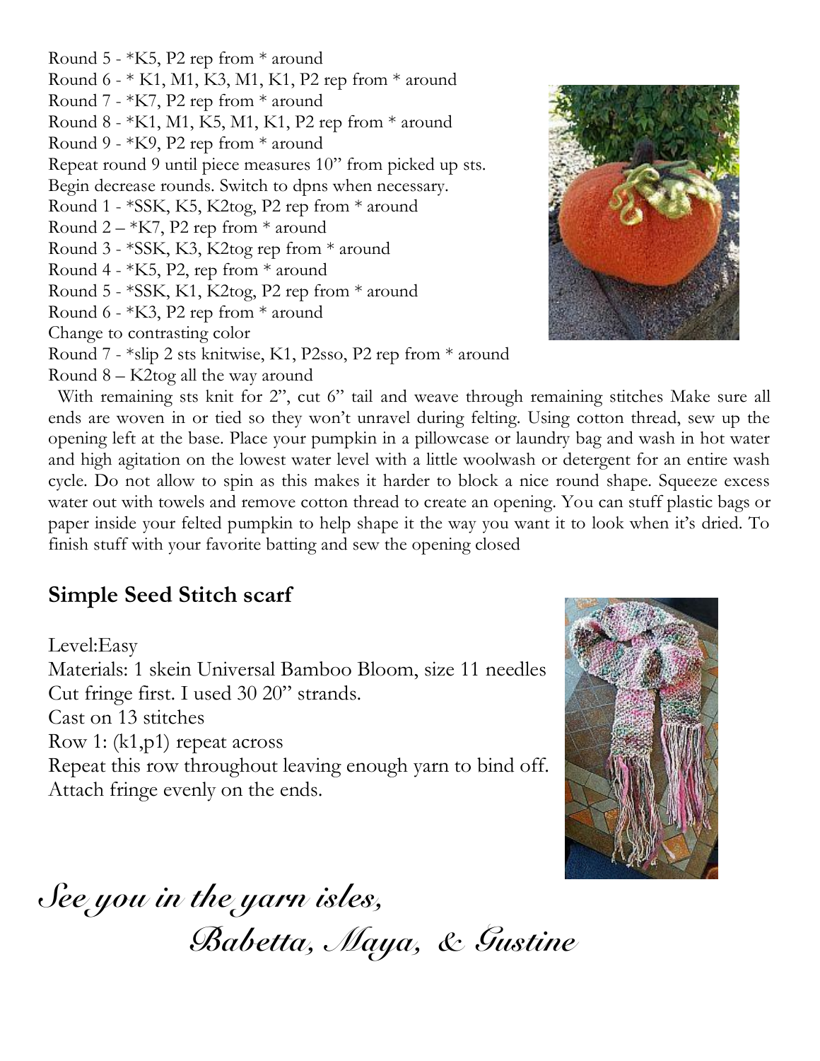Round 5 - *K5, P2 rep from * around
Round 6 - * K1, M1, K3, M1, K1, P2 rep from * around
Round 7 - *K7, P2 rep from * around
Round 8 - *K1, M1, K5, M1, K1, P2 rep from * around
Round 9 - *K9, P2 rep from * around
Repeat round 9 until piece measures 10" from picked up sts.
Begin decrease rounds. Switch to dpns when necessary.
Round 1 - *SSK, K5, K2tog, P2 rep from * around
Round 2 – *K7, P2 rep from * around
Round 3 - *SSK, K3, K2tog rep from * around
Round 4 - *K5, P2, rep from * around
Round 5 - *SSK, K1, K2tog, P2 rep from * around
Round 6 - *K3, P2 rep from * around
Change to contrasting color
Round 7 - *slip 2 sts knitwise, K1, P2sso, P2 rep from * around
Round 8 – K2tog all the way around

With remaining sts knit for 2", cut 6" tail and weave through remaining stitches Make sure all ends are woven in or tied so they won't unravel during felting. Using cotton thread, sew up the opening left at the base. Place your pumpkin in a pillowcase or laundry bag and wash in hot water and high agitation on the lowest water level with a little woolwash or detergent for an entire wash cycle. Do not allow to spin as this makes it harder to block a nice round shape. Squeeze excess water out with towels and remove cotton thread to create an opening. You can stuff plastic bags or paper inside your felted pumpkin to help shape it the way you want it to look when it's dried. To finish stuff with your favorite batting and sew the opening closed

## Simple Seed Stitch scarf

Level:Easy
Materials: 1 skein Universal Bamboo Bloom, size 11 needles
Cut fringe first. I used 30 20" strands.
Cast on 13 stitches
Row 1: (k1,p1) repeat across
Repeat this row throughout leaving enough yarn to bind off.
Attach fringe evenly on the ends.

*See you in the yarn isles,*

*Babetta, Maya, & Gustine*